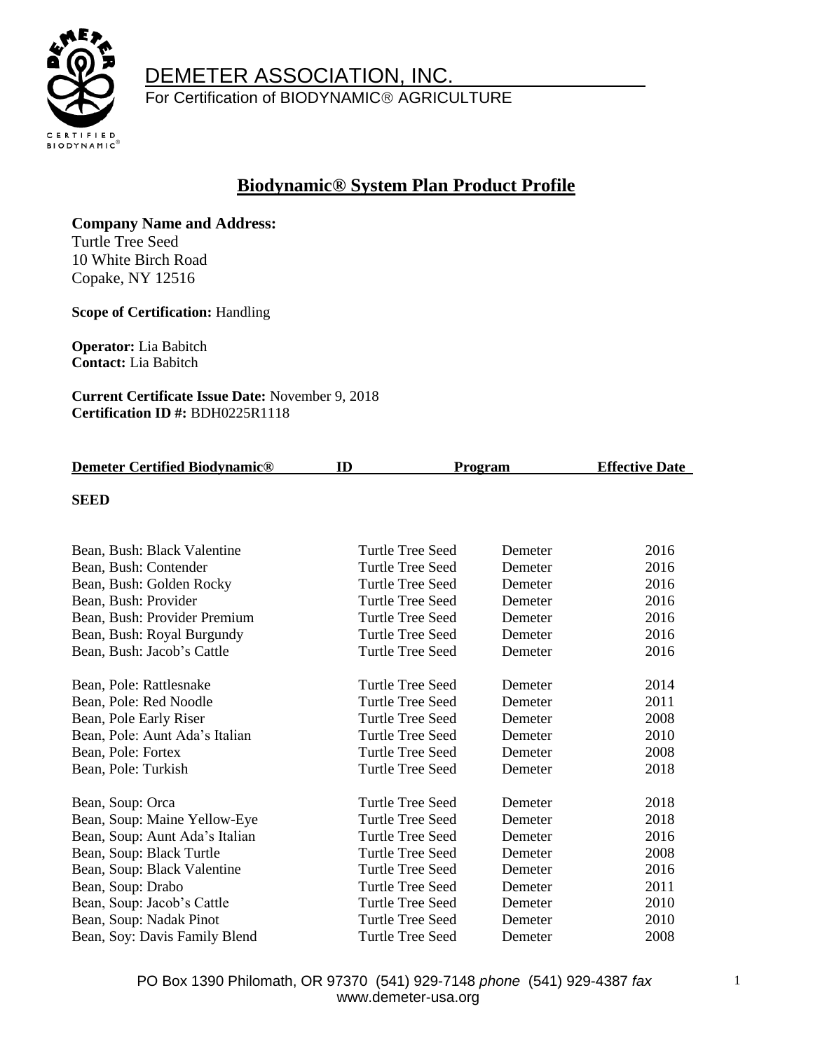# DEMETER ASSOCIATION, INC.

For Certification of BIODYNAMIC® AGRICULTURE

## Biodynamic® System Plan Product Profile

**Company Name and Address:**
Turtle Tree Seed
10 White Birch Road
Copake, NY 12516

**Scope of Certification:** Handling

**Operator:** Lia Babitch
**Contact:** Lia Babitch

**Current Certificate Issue Date:** November 9, 2018
**Certification ID #:** BDH0225R1118

| Demeter Certified Biodynamic® | ID | Program | Effective Date |
|---|---|---|---|
| **SEED** | | | |
| Bean, Bush: Black Valentine | Turtle Tree Seed | Demeter | 2016 |
| Bean, Bush: Contender | Turtle Tree Seed | Demeter | 2016 |
| Bean, Bush: Golden Rocky | Turtle Tree Seed | Demeter | 2016 |
| Bean, Bush: Provider | Turtle Tree Seed | Demeter | 2016 |
| Bean, Bush: Provider Premium | Turtle Tree Seed | Demeter | 2016 |
| Bean, Bush: Royal Burgundy | Turtle Tree Seed | Demeter | 2016 |
| Bean, Bush: Jacob's Cattle | Turtle Tree Seed | Demeter | 2016 |
| Bean, Pole: Rattlesnake | Turtle Tree Seed | Demeter | 2014 |
| Bean, Pole: Red Noodle | Turtle Tree Seed | Demeter | 2011 |
| Bean, Pole Early Riser | Turtle Tree Seed | Demeter | 2008 |
| Bean, Pole: Aunt Ada's Italian | Turtle Tree Seed | Demeter | 2010 |
| Bean, Pole: Fortex | Turtle Tree Seed | Demeter | 2008 |
| Bean, Pole: Turkish | Turtle Tree Seed | Demeter | 2018 |
| Bean, Soup: Orca | Turtle Tree Seed | Demeter | 2018 |
| Bean, Soup: Maine Yellow-Eye | Turtle Tree Seed | Demeter | 2018 |
| Bean, Soup: Aunt Ada's Italian | Turtle Tree Seed | Demeter | 2016 |
| Bean, Soup: Black Turtle | Turtle Tree Seed | Demeter | 2008 |
| Bean, Soup: Black Valentine | Turtle Tree Seed | Demeter | 2016 |
| Bean, Soup: Drabo | Turtle Tree Seed | Demeter | 2011 |
| Bean, Soup: Jacob's Cattle | Turtle Tree Seed | Demeter | 2010 |
| Bean, Soup: Nadak Pinot | Turtle Tree Seed | Demeter | 2010 |
| Bean, Soy: Davis Family Blend | Turtle Tree Seed | Demeter | 2008 |

PO Box 1390 Philomath, OR 97370 (541) 929-7148 *phone* (541) 929-4387 *fax*
www.demeter-usa.org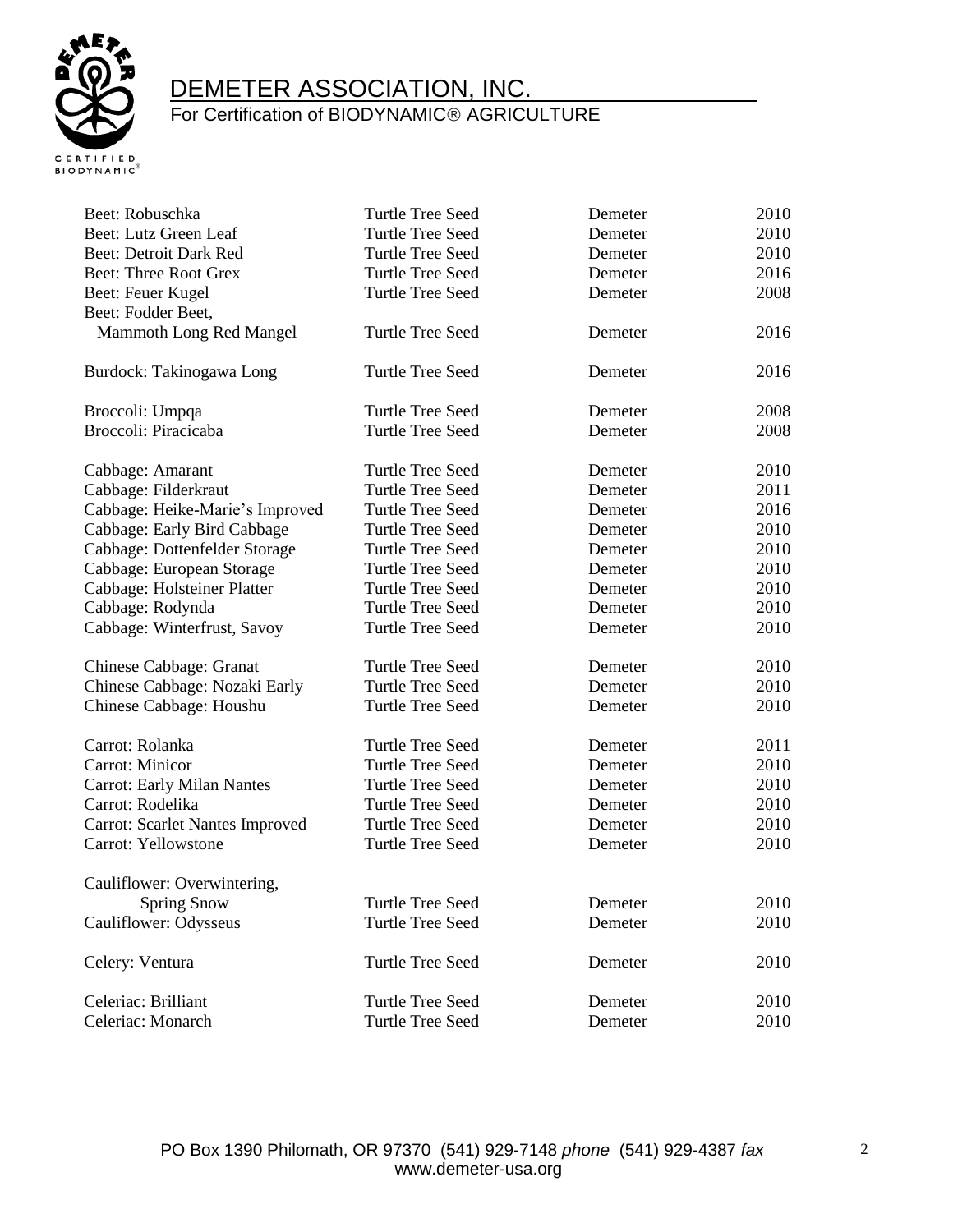# DEMETER ASSOCIATION, INC.

For Certification of BIODYNAMIC® AGRICULTURE

| | | | |
|---|---|---|---|
| Beet: Robuschka | Turtle Tree Seed | Demeter | 2010 |
| Beet: Lutz Green Leaf | Turtle Tree Seed | Demeter | 2010 |
| Beet: Detroit Dark Red | Turtle Tree Seed | Demeter | 2010 |
| Beet: Three Root Grex | Turtle Tree Seed | Demeter | 2016 |
| Beet: Feuer Kugel | Turtle Tree Seed | Demeter | 2008 |
| Beet: Fodder Beet, Mammoth Long Red Mangel | Turtle Tree Seed | Demeter | 2016 |
| Burdock: Takinogawa Long | Turtle Tree Seed | Demeter | 2016 |
| Broccoli: Umpqa | Turtle Tree Seed | Demeter | 2008 |
| Broccoli: Piracicaba | Turtle Tree Seed | Demeter | 2008 |
| Cabbage: Amarant | Turtle Tree Seed | Demeter | 2010 |
| Cabbage: Filderkraut | Turtle Tree Seed | Demeter | 2011 |
| Cabbage: Heike-Marie's Improved | Turtle Tree Seed | Demeter | 2016 |
| Cabbage: Early Bird Cabbage | Turtle Tree Seed | Demeter | 2010 |
| Cabbage: Dottenfelder Storage | Turtle Tree Seed | Demeter | 2010 |
| Cabbage: European Storage | Turtle Tree Seed | Demeter | 2010 |
| Cabbage: Holsteiner Platter | Turtle Tree Seed | Demeter | 2010 |
| Cabbage: Rodynda | Turtle Tree Seed | Demeter | 2010 |
| Cabbage: Winterfrust, Savoy | Turtle Tree Seed | Demeter | 2010 |
| Chinese Cabbage: Granat | Turtle Tree Seed | Demeter | 2010 |
| Chinese Cabbage: Nozaki Early | Turtle Tree Seed | Demeter | 2010 |
| Chinese Cabbage: Houshu | Turtle Tree Seed | Demeter | 2010 |
| Carrot: Rolanka | Turtle Tree Seed | Demeter | 2011 |
| Carrot: Minicor | Turtle Tree Seed | Demeter | 2010 |
| Carrot: Early Milan Nantes | Turtle Tree Seed | Demeter | 2010 |
| Carrot: Rodelika | Turtle Tree Seed | Demeter | 2010 |
| Carrot: Scarlet Nantes Improved | Turtle Tree Seed | Demeter | 2010 |
| Carrot: Yellowstone | Turtle Tree Seed | Demeter | 2010 |
| Cauliflower: Overwintering, Spring Snow | Turtle Tree Seed | Demeter | 2010 |
| Cauliflower: Odysseus | Turtle Tree Seed | Demeter | 2010 |
| Celery: Ventura | Turtle Tree Seed | Demeter | 2010 |
| Celeriac: Brilliant | Turtle Tree Seed | Demeter | 2010 |
| Celeriac: Monarch | Turtle Tree Seed | Demeter | 2010 |

PO Box 1390 Philomath, OR 97370 (541) 929-7148 *phone* (541) 929-4387 *fax*
www.demeter-usa.org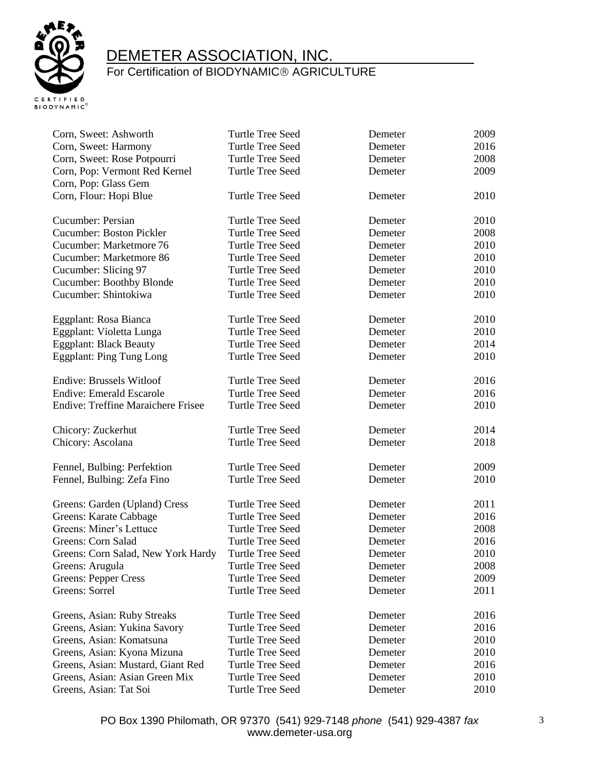| | | | |
|---|---|---|---|
| Corn, Sweet: Ashworth | Turtle Tree Seed | Demeter | 2009 |
| Corn, Sweet: Harmony | Turtle Tree Seed | Demeter | 2016 |
| Corn, Sweet: Rose Potpourri | Turtle Tree Seed | Demeter | 2008 |
| Corn, Pop: Vermont Red Kernel | Turtle Tree Seed | Demeter | 2009 |
| Corn, Pop: Glass Gem | | | |
| Corn, Flour: Hopi Blue | Turtle Tree Seed | Demeter | 2010 |
| | | | |
| Cucumber: Persian | Turtle Tree Seed | Demeter | 2010 |
| Cucumber: Boston Pickler | Turtle Tree Seed | Demeter | 2008 |
| Cucumber: Marketmore 76 | Turtle Tree Seed | Demeter | 2010 |
| Cucumber: Marketmore 86 | Turtle Tree Seed | Demeter | 2010 |
| Cucumber: Slicing 97 | Turtle Tree Seed | Demeter | 2010 |
| Cucumber: Boothby Blonde | Turtle Tree Seed | Demeter | 2010 |
| Cucumber: Shintokiwa | Turtle Tree Seed | Demeter | 2010 |
| | | | |
| Eggplant: Rosa Bianca | Turtle Tree Seed | Demeter | 2010 |
| Eggplant: Violetta Lunga | Turtle Tree Seed | Demeter | 2010 |
| Eggplant: Black Beauty | Turtle Tree Seed | Demeter | 2014 |
| Eggplant: Ping Tung Long | Turtle Tree Seed | Demeter | 2010 |
| | | | |
| Endive: Brussels Witloof | Turtle Tree Seed | Demeter | 2016 |
| Endive: Emerald Escarole | Turtle Tree Seed | Demeter | 2016 |
| Endive: Treffine Maraichere Frisee | Turtle Tree Seed | Demeter | 2010 |
| | | | |
| Chicory: Zuckerhut | Turtle Tree Seed | Demeter | 2014 |
| Chicory: Ascolana | Turtle Tree Seed | Demeter | 2018 |
| | | | |
| Fennel, Bulbing: Perfektion | Turtle Tree Seed | Demeter | 2009 |
| Fennel, Bulbing: Zefa Fino | Turtle Tree Seed | Demeter | 2010 |
| | | | |
| Greens: Garden (Upland) Cress | Turtle Tree Seed | Demeter | 2011 |
| Greens: Karate Cabbage | Turtle Tree Seed | Demeter | 2016 |
| Greens: Miner's Lettuce | Turtle Tree Seed | Demeter | 2008 |
| Greens: Corn Salad | Turtle Tree Seed | Demeter | 2016 |
| Greens: Corn Salad, New York Hardy | Turtle Tree Seed | Demeter | 2010 |
| Greens: Arugula | Turtle Tree Seed | Demeter | 2008 |
| Greens: Pepper Cress | Turtle Tree Seed | Demeter | 2009 |
| Greens: Sorrel | Turtle Tree Seed | Demeter | 2011 |
| | | | |
| Greens, Asian: Ruby Streaks | Turtle Tree Seed | Demeter | 2016 |
| Greens, Asian: Yukina Savory | Turtle Tree Seed | Demeter | 2016 |
| Greens, Asian: Komatsuna | Turtle Tree Seed | Demeter | 2010 |
| Greens, Asian: Kyona Mizuna | Turtle Tree Seed | Demeter | 2010 |
| Greens, Asian: Mustard, Giant Red | Turtle Tree Seed | Demeter | 2016 |
| Greens, Asian: Asian Green Mix | Turtle Tree Seed | Demeter | 2010 |
| Greens, Asian: Tat Soi | Turtle Tree Seed | Demeter | 2010 |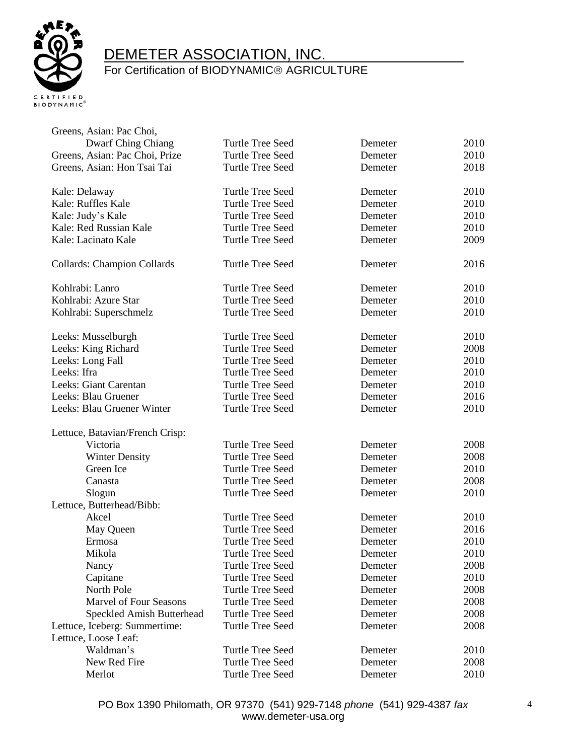| Variety | Source | Certification | Year |
|---|---|---|---|
| Greens, Asian: Pac Choi, Dwarf Ching Chiang | Turtle Tree Seed | Demeter | 2010 |
| Greens, Asian: Pac Choi, Prize | Turtle Tree Seed | Demeter | 2010 |
| Greens, Asian: Hon Tsai Tai | Turtle Tree Seed | Demeter | 2018 |
| Kale: Delaway | Turtle Tree Seed | Demeter | 2010 |
| Kale: Ruffles Kale | Turtle Tree Seed | Demeter | 2010 |
| Kale: Judy's Kale | Turtle Tree Seed | Demeter | 2010 |
| Kale: Red Russian Kale | Turtle Tree Seed | Demeter | 2010 |
| Kale: Lacinato Kale | Turtle Tree Seed | Demeter | 2009 |
| Collards: Champion Collards | Turtle Tree Seed | Demeter | 2016 |
| Kohlrabi: Lanro | Turtle Tree Seed | Demeter | 2010 |
| Kohlrabi: Azure Star | Turtle Tree Seed | Demeter | 2010 |
| Kohlrabi: Superschmelz | Turtle Tree Seed | Demeter | 2010 |
| Leeks: Musselburgh | Turtle Tree Seed | Demeter | 2010 |
| Leeks: King Richard | Turtle Tree Seed | Demeter | 2008 |
| Leeks: Long Fall | Turtle Tree Seed | Demeter | 2010 |
| Leeks: Ifra | Turtle Tree Seed | Demeter | 2010 |
| Leeks: Giant Carentan | Turtle Tree Seed | Demeter | 2010 |
| Leeks: Blau Gruener | Turtle Tree Seed | Demeter | 2016 |
| Leeks: Blau Gruener Winter | Turtle Tree Seed | Demeter | 2010 |
| Lettuce, Batavian/French Crisp: | | | |
| Victoria | Turtle Tree Seed | Demeter | 2008 |
| Winter Density | Turtle Tree Seed | Demeter | 2008 |
| Green Ice | Turtle Tree Seed | Demeter | 2010 |
| Canasta | Turtle Tree Seed | Demeter | 2008 |
| Slogun | Turtle Tree Seed | Demeter | 2010 |
| Lettuce, Butterhead/Bibb: | | | |
| Akcel | Turtle Tree Seed | Demeter | 2010 |
| May Queen | Turtle Tree Seed | Demeter | 2016 |
| Ermosa | Turtle Tree Seed | Demeter | 2010 |
| Mikola | Turtle Tree Seed | Demeter | 2010 |
| Nancy | Turtle Tree Seed | Demeter | 2008 |
| Capitane | Turtle Tree Seed | Demeter | 2010 |
| North Pole | Turtle Tree Seed | Demeter | 2008 |
| Marvel of Four Seasons | Turtle Tree Seed | Demeter | 2008 |
| Speckled Amish Butterhead | Turtle Tree Seed | Demeter | 2008 |
| Lettuce, Iceberg: Summertime: | Turtle Tree Seed | Demeter | 2008 |
| Lettuce, Loose Leaf: | | | |
| Waldman's | Turtle Tree Seed | Demeter | 2010 |
| New Red Fire | Turtle Tree Seed | Demeter | 2008 |
| Merlot | Turtle Tree Seed | Demeter | 2010 |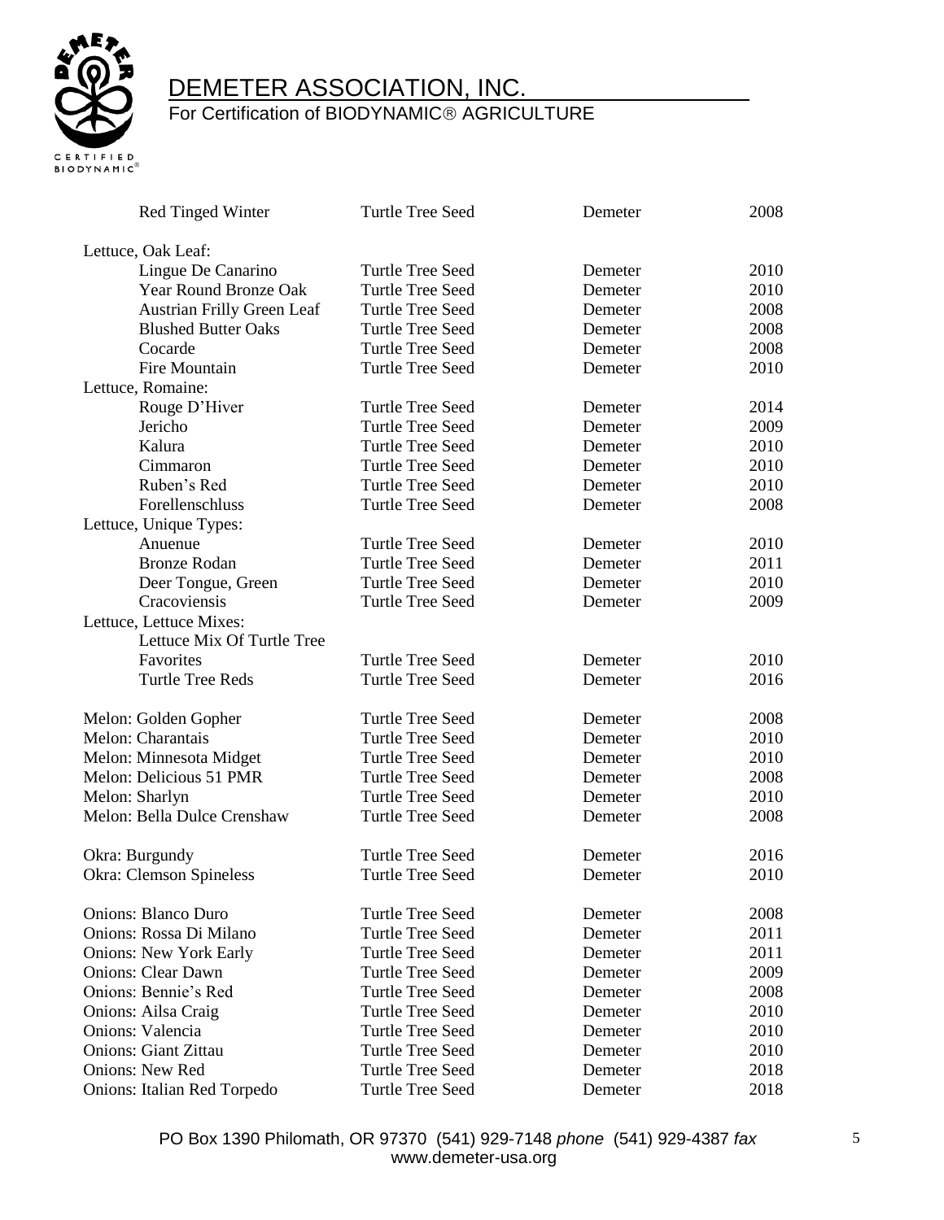| | | | |
|---|---|---|---|
| Red Tinged Winter | Turtle Tree Seed | Demeter | 2008 |
| Lettuce, Oak Leaf: | | | |
| Lingue De Canarino | Turtle Tree Seed | Demeter | 2010 |
| Year Round Bronze Oak | Turtle Tree Seed | Demeter | 2010 |
| Austrian Frilly Green Leaf | Turtle Tree Seed | Demeter | 2008 |
| Blushed Butter Oaks | Turtle Tree Seed | Demeter | 2008 |
| Cocarde | Turtle Tree Seed | Demeter | 2008 |
| Fire Mountain | Turtle Tree Seed | Demeter | 2010 |
| Lettuce, Romaine: | | | |
| Rouge D'Hiver | Turtle Tree Seed | Demeter | 2014 |
| Jericho | Turtle Tree Seed | Demeter | 2009 |
| Kalura | Turtle Tree Seed | Demeter | 2010 |
| Cimmaron | Turtle Tree Seed | Demeter | 2010 |
| Ruben's Red | Turtle Tree Seed | Demeter | 2010 |
| Forellenschluss | Turtle Tree Seed | Demeter | 2008 |
| Lettuce, Unique Types: | | | |
| Anuenue | Turtle Tree Seed | Demeter | 2010 |
| Bronze Rodan | Turtle Tree Seed | Demeter | 2011 |
| Deer Tongue, Green | Turtle Tree Seed | Demeter | 2010 |
| Cracoviensis | Turtle Tree Seed | Demeter | 2009 |
| Lettuce, Lettuce Mixes: | | | |
| Lettuce Mix Of Turtle Tree Favorites | Turtle Tree Seed | Demeter | 2010 |
| Turtle Tree Reds | Turtle Tree Seed | Demeter | 2016 |
| Melon: Golden Gopher | Turtle Tree Seed | Demeter | 2008 |
| Melon: Charantais | Turtle Tree Seed | Demeter | 2010 |
| Melon: Minnesota Midget | Turtle Tree Seed | Demeter | 2010 |
| Melon: Delicious 51 PMR | Turtle Tree Seed | Demeter | 2008 |
| Melon: Sharlyn | Turtle Tree Seed | Demeter | 2010 |
| Melon: Bella Dulce Crenshaw | Turtle Tree Seed | Demeter | 2008 |
| Okra: Burgundy | Turtle Tree Seed | Demeter | 2016 |
| Okra: Clemson Spineless | Turtle Tree Seed | Demeter | 2010 |
| Onions: Blanco Duro | Turtle Tree Seed | Demeter | 2008 |
| Onions: Rossa Di Milano | Turtle Tree Seed | Demeter | 2011 |
| Onions: New York Early | Turtle Tree Seed | Demeter | 2011 |
| Onions: Clear Dawn | Turtle Tree Seed | Demeter | 2009 |
| Onions: Bennie's Red | Turtle Tree Seed | Demeter | 2008 |
| Onions: Ailsa Craig | Turtle Tree Seed | Demeter | 2010 |
| Onions: Valencia | Turtle Tree Seed | Demeter | 2010 |
| Onions: Giant Zittau | Turtle Tree Seed | Demeter | 2010 |
| Onions: New Red | Turtle Tree Seed | Demeter | 2018 |
| Onions: Italian Red Torpedo | Turtle Tree Seed | Demeter | 2018 |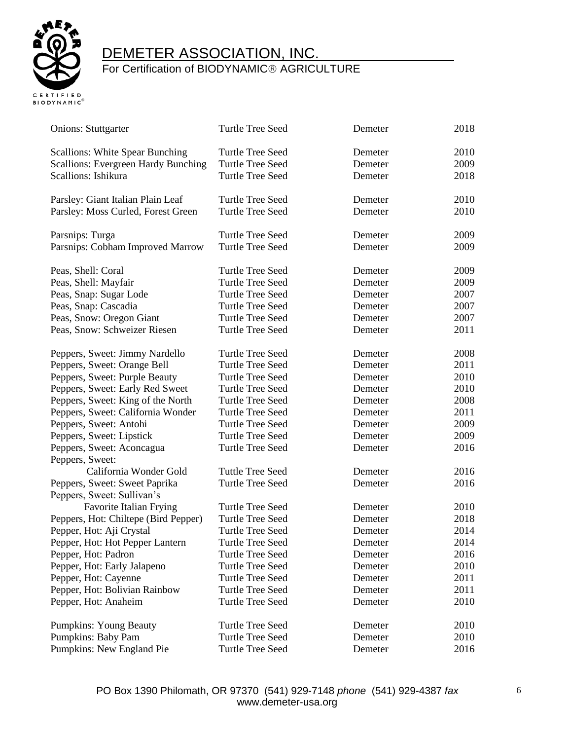| | | | |
|---|---|---|---|
| Onions: Stuttgarter | Turtle Tree Seed | Demeter | 2018 |
| Scallions: White Spear Bunching | Turtle Tree Seed | Demeter | 2010 |
| Scallions: Evergreen Hardy Bunching | Turtle Tree Seed | Demeter | 2009 |
| Scallions: Ishikura | Turtle Tree Seed | Demeter | 2018 |
| Parsley: Giant Italian Plain Leaf | Turtle Tree Seed | Demeter | 2010 |
| Parsley: Moss Curled, Forest Green | Turtle Tree Seed | Demeter | 2010 |
| Parsnips: Turga | Turtle Tree Seed | Demeter | 2009 |
| Parsnips: Cobham Improved Marrow | Turtle Tree Seed | Demeter | 2009 |
| Peas, Shell: Coral | Turtle Tree Seed | Demeter | 2009 |
| Peas, Shell: Mayfair | Turtle Tree Seed | Demeter | 2009 |
| Peas, Snap: Sugar Lode | Turtle Tree Seed | Demeter | 2007 |
| Peas, Snap: Cascadia | Turtle Tree Seed | Demeter | 2007 |
| Peas, Snow: Oregon Giant | Turtle Tree Seed | Demeter | 2007 |
| Peas, Snow: Schweizer Riesen | Turtle Tree Seed | Demeter | 2011 |
| Peppers, Sweet: Jimmy Nardello | Turtle Tree Seed | Demeter | 2008 |
| Peppers, Sweet: Orange Bell | Turtle Tree Seed | Demeter | 2011 |
| Peppers, Sweet: Purple Beauty | Turtle Tree Seed | Demeter | 2010 |
| Peppers, Sweet: Early Red Sweet | Turtle Tree Seed | Demeter | 2010 |
| Peppers, Sweet: King of the North | Turtle Tree Seed | Demeter | 2008 |
| Peppers, Sweet: California Wonder | Turtle Tree Seed | Demeter | 2011 |
| Peppers, Sweet: Antohi | Turtle Tree Seed | Demeter | 2009 |
| Peppers, Sweet: Lipstick | Turtle Tree Seed | Demeter | 2009 |
| Peppers, Sweet: Aconcagua | Turtle Tree Seed | Demeter | 2016 |
| Peppers, Sweet: California Wonder Gold | Tuttle Tree Seed | Demeter | 2016 |
| Peppers, Sweet: Sweet Paprika | Turtle Tree Seed | Demeter | 2016 |
| Peppers, Sweet: Sullivan's Favorite Italian Frying | Turtle Tree Seed | Demeter | 2010 |
| Peppers, Hot: Chiltepe (Bird Pepper) | Turtle Tree Seed | Demeter | 2018 |
| Pepper, Hot: Aji Crystal | Turtle Tree Seed | Demeter | 2014 |
| Pepper, Hot: Hot Pepper Lantern | Turtle Tree Seed | Demeter | 2014 |
| Pepper, Hot: Padron | Turtle Tree Seed | Demeter | 2016 |
| Pepper, Hot: Early Jalapeno | Turtle Tree Seed | Demeter | 2010 |
| Pepper, Hot: Cayenne | Turtle Tree Seed | Demeter | 2011 |
| Pepper, Hot: Bolivian Rainbow | Turtle Tree Seed | Demeter | 2011 |
| Pepper, Hot: Anaheim | Turtle Tree Seed | Demeter | 2010 |
| Pumpkins: Young Beauty | Turtle Tree Seed | Demeter | 2010 |
| Pumpkins: Baby Pam | Turtle Tree Seed | Demeter | 2010 |
| Pumpkins: New England Pie | Turtle Tree Seed | Demeter | 2016 |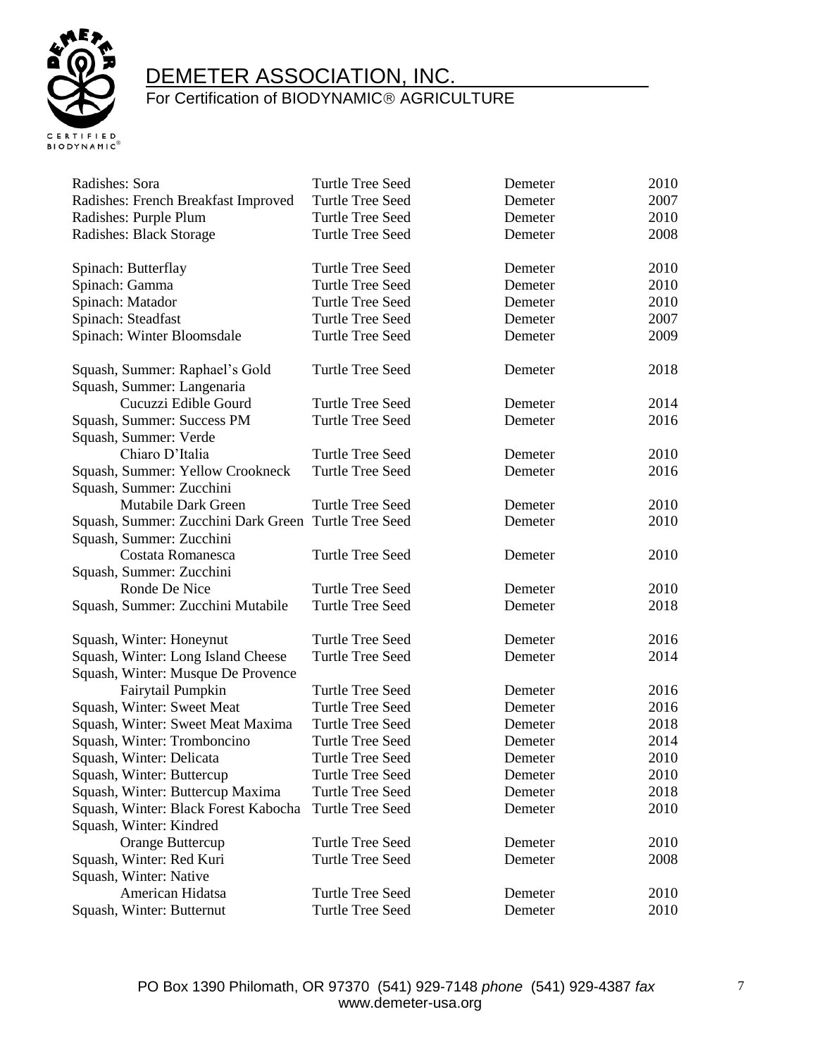| | | | |
|---|---|---|---|
| Radishes: Sora | Turtle Tree Seed | Demeter | 2010 |
| Radishes: French Breakfast Improved | Turtle Tree Seed | Demeter | 2007 |
| Radishes: Purple Plum | Turtle Tree Seed | Demeter | 2010 |
| Radishes: Black Storage | Turtle Tree Seed | Demeter | 2008 |
| | | | |
| Spinach: Butterflay | Turtle Tree Seed | Demeter | 2010 |
| Spinach: Gamma | Turtle Tree Seed | Demeter | 2010 |
| Spinach: Matador | Turtle Tree Seed | Demeter | 2010 |
| Spinach: Steadfast | Turtle Tree Seed | Demeter | 2007 |
| Spinach: Winter Bloomsdale | Turtle Tree Seed | Demeter | 2009 |
| | | | |
| Squash, Summer: Raphael's Gold | Turtle Tree Seed | Demeter | 2018 |
| Squash, Summer: Langenaria Cucuzzi Edible Gourd | Turtle Tree Seed | Demeter | 2014 |
| Squash, Summer: Success PM | Turtle Tree Seed | Demeter | 2016 |
| Squash, Summer: Verde Chiaro D'Italia | Turtle Tree Seed | Demeter | 2010 |
| Squash, Summer: Yellow Crookneck | Turtle Tree Seed | Demeter | 2016 |
| Squash, Summer: Zucchini Mutabile Dark Green | Turtle Tree Seed | Demeter | 2010 |
| Squash, Summer: Zucchini Dark Green | Turtle Tree Seed | Demeter | 2010 |
| Squash, Summer: Zucchini Costata Romanesca | Turtle Tree Seed | Demeter | 2010 |
| Squash, Summer: Zucchini Ronde De Nice | Turtle Tree Seed | Demeter | 2010 |
| Squash, Summer: Zucchini Mutabile | Turtle Tree Seed | Demeter | 2018 |
| | | | |
| Squash, Winter: Honeynut | Turtle Tree Seed | Demeter | 2016 |
| Squash, Winter: Long Island Cheese | Turtle Tree Seed | Demeter | 2014 |
| Squash, Winter: Musque De Provence Fairytail Pumpkin | Turtle Tree Seed | Demeter | 2016 |
| Squash, Winter: Sweet Meat | Turtle Tree Seed | Demeter | 2016 |
| Squash, Winter: Sweet Meat Maxima | Turtle Tree Seed | Demeter | 2018 |
| Squash, Winter: Tromboncino | Turtle Tree Seed | Demeter | 2014 |
| Squash, Winter: Delicata | Turtle Tree Seed | Demeter | 2010 |
| Squash, Winter: Buttercup | Turtle Tree Seed | Demeter | 2010 |
| Squash, Winter: Buttercup Maxima | Turtle Tree Seed | Demeter | 2018 |
| Squash, Winter: Black Forest Kabocha | Turtle Tree Seed | Demeter | 2010 |
| Squash, Winter: Kindred Orange Buttercup | Turtle Tree Seed | Demeter | 2010 |
| Squash, Winter: Red Kuri | Turtle Tree Seed | Demeter | 2008 |
| Squash, Winter: Native American Hidatsa | Turtle Tree Seed | Demeter | 2010 |
| Squash, Winter: Butternut | Turtle Tree Seed | Demeter | 2010 |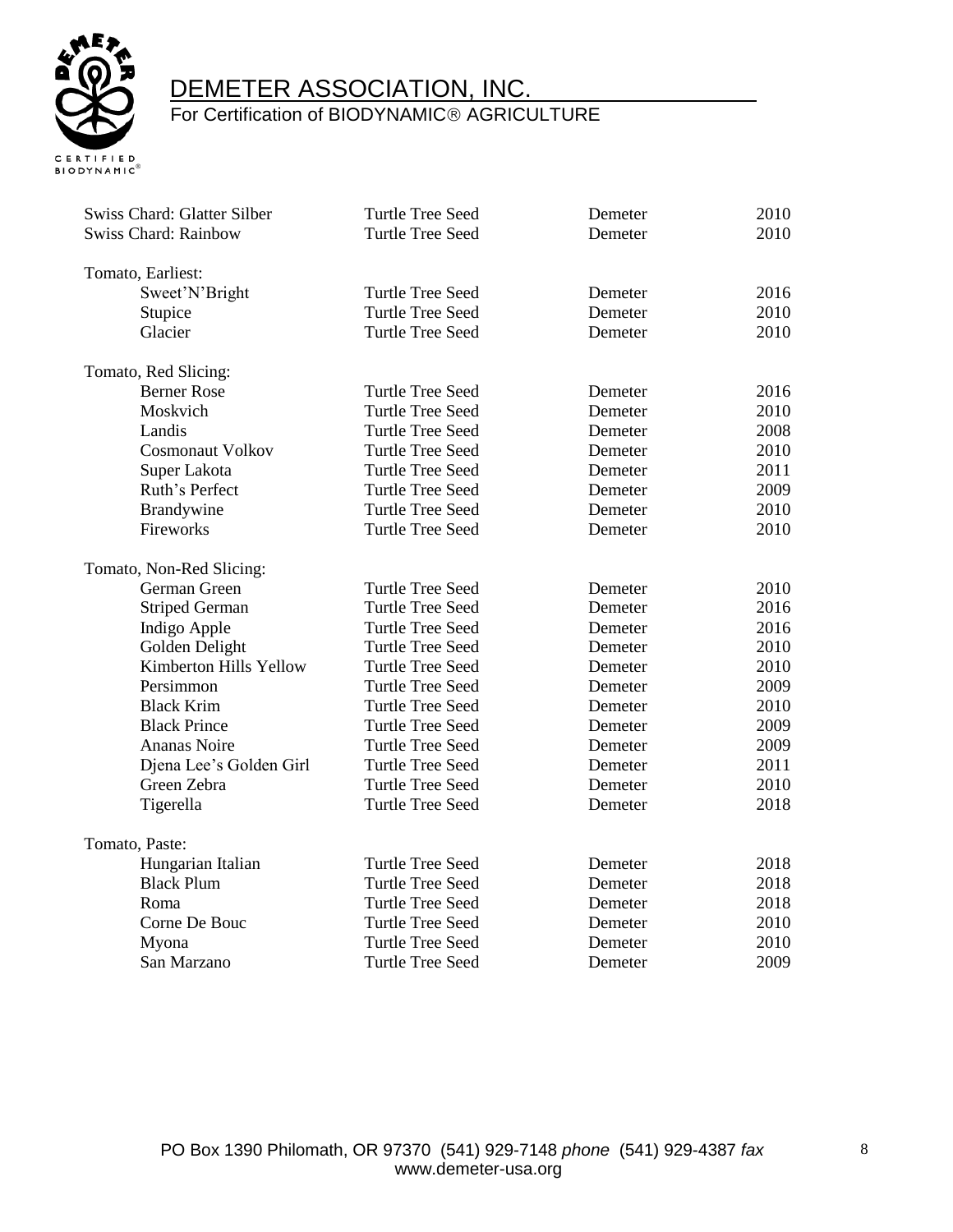| | | | |
|---|---|---|---|
| Swiss Chard: Glatter Silber | Turtle Tree Seed | Demeter | 2010 |
| Swiss Chard: Rainbow | Turtle Tree Seed | Demeter | 2010 |
| | | | |
| Tomato, Earliest: | | | |
| Sweet'N'Bright | Turtle Tree Seed | Demeter | 2016 |
| Stupice | Turtle Tree Seed | Demeter | 2010 |
| Glacier | Turtle Tree Seed | Demeter | 2010 |
| | | | |
| Tomato, Red Slicing: | | | |
| Berner Rose | Turtle Tree Seed | Demeter | 2016 |
| Moskvich | Turtle Tree Seed | Demeter | 2010 |
| Landis | Turtle Tree Seed | Demeter | 2008 |
| Cosmonaut Volkov | Turtle Tree Seed | Demeter | 2010 |
| Super Lakota | Turtle Tree Seed | Demeter | 2011 |
| Ruth's Perfect | Turtle Tree Seed | Demeter | 2009 |
| Brandywine | Turtle Tree Seed | Demeter | 2010 |
| Fireworks | Turtle Tree Seed | Demeter | 2010 |
| | | | |
| Tomato, Non-Red Slicing: | | | |
| German Green | Turtle Tree Seed | Demeter | 2010 |
| Striped German | Turtle Tree Seed | Demeter | 2016 |
| Indigo Apple | Turtle Tree Seed | Demeter | 2016 |
| Golden Delight | Turtle Tree Seed | Demeter | 2010 |
| Kimberton Hills Yellow | Turtle Tree Seed | Demeter | 2010 |
| Persimmon | Turtle Tree Seed | Demeter | 2009 |
| Black Krim | Turtle Tree Seed | Demeter | 2010 |
| Black Prince | Turtle Tree Seed | Demeter | 2009 |
| Ananas Noire | Turtle Tree Seed | Demeter | 2009 |
| Djena Lee's Golden Girl | Turtle Tree Seed | Demeter | 2011 |
| Green Zebra | Turtle Tree Seed | Demeter | 2010 |
| Tigerella | Turtle Tree Seed | Demeter | 2018 |
| | | | |
| Tomato, Paste: | | | |
| Hungarian Italian | Turtle Tree Seed | Demeter | 2018 |
| Black Plum | Turtle Tree Seed | Demeter | 2018 |
| Roma | Turtle Tree Seed | Demeter | 2018 |
| Corne De Bouc | Turtle Tree Seed | Demeter | 2010 |
| Myona | Turtle Tree Seed | Demeter | 2010 |
| San Marzano | Turtle Tree Seed | Demeter | 2009 |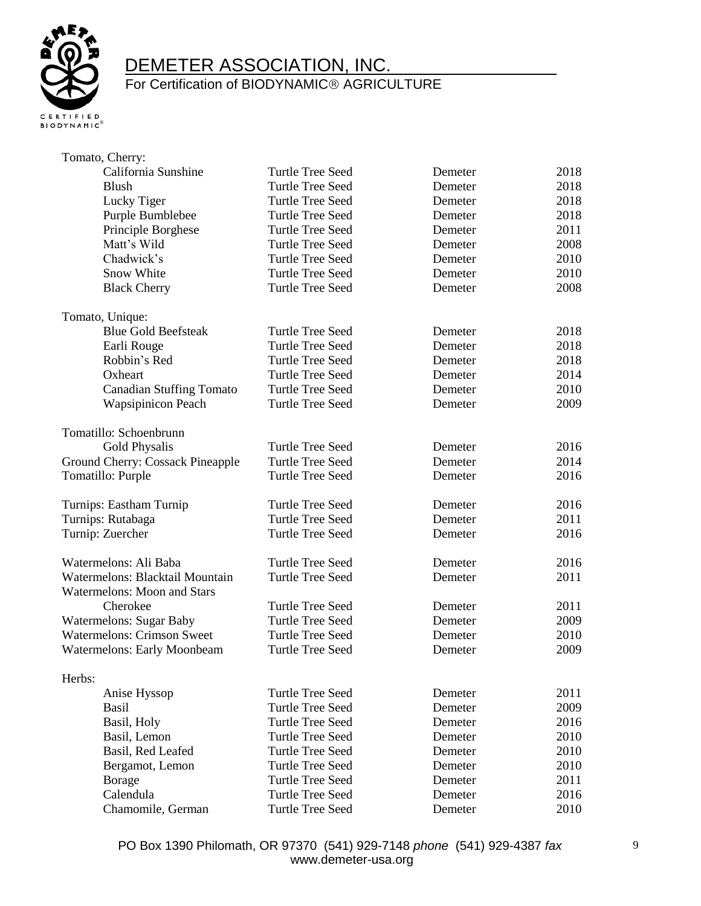# DEMETER ASSOCIATION, INC.

For Certification of BIODYNAMIC® AGRICULTURE

| | | | |
|---|---|---|---|
| **Tomato, Cherry:** | | | |
| California Sunshine | Turtle Tree Seed | Demeter | 2018 |
| Blush | Turtle Tree Seed | Demeter | 2018 |
| Lucky Tiger | Turtle Tree Seed | Demeter | 2018 |
| Purple Bumblebee | Turtle Tree Seed | Demeter | 2018 |
| Principle Borghese | Turtle Tree Seed | Demeter | 2011 |
| Matt's Wild | Turtle Tree Seed | Demeter | 2008 |
| Chadwick's | Turtle Tree Seed | Demeter | 2010 |
| Snow White | Turtle Tree Seed | Demeter | 2010 |
| Black Cherry | Turtle Tree Seed | Demeter | 2008 |
| **Tomato, Unique:** | | | |
| Blue Gold Beefsteak | Turtle Tree Seed | Demeter | 2018 |
| Earli Rouge | Turtle Tree Seed | Demeter | 2018 |
| Robbin's Red | Turtle Tree Seed | Demeter | 2018 |
| Oxheart | Turtle Tree Seed | Demeter | 2014 |
| Canadian Stuffing Tomato | Turtle Tree Seed | Demeter | 2010 |
| Wapsipinicon Peach | Turtle Tree Seed | Demeter | 2009 |
| Tomatillo: Schoenbrunn Gold Physalis | Turtle Tree Seed | Demeter | 2016 |
| Ground Cherry: Cossack Pineapple | Turtle Tree Seed | Demeter | 2014 |
| Tomatillo: Purple | Turtle Tree Seed | Demeter | 2016 |
| Turnips: Eastham Turnip | Turtle Tree Seed | Demeter | 2016 |
| Turnips: Rutabaga | Turtle Tree Seed | Demeter | 2011 |
| Turnip: Zuercher | Turtle Tree Seed | Demeter | 2016 |
| Watermelons: Ali Baba | Turtle Tree Seed | Demeter | 2016 |
| Watermelons: Blacktail Mountain | Turtle Tree Seed | Demeter | 2011 |
| Watermelons: Moon and Stars Cherokee | Turtle Tree Seed | Demeter | 2011 |
| Watermelons: Sugar Baby | Turtle Tree Seed | Demeter | 2009 |
| Watermelons: Crimson Sweet | Turtle Tree Seed | Demeter | 2010 |
| Watermelons: Early Moonbeam | Turtle Tree Seed | Demeter | 2009 |
| **Herbs:** | | | |
| Anise Hyssop | Turtle Tree Seed | Demeter | 2011 |
| Basil | Turtle Tree Seed | Demeter | 2009 |
| Basil, Holy | Turtle Tree Seed | Demeter | 2016 |
| Basil, Lemon | Turtle Tree Seed | Demeter | 2010 |
| Basil, Red Leafed | Turtle Tree Seed | Demeter | 2010 |
| Bergamot, Lemon | Turtle Tree Seed | Demeter | 2010 |
| Borage | Turtle Tree Seed | Demeter | 2011 |
| Calendula | Turtle Tree Seed | Demeter | 2016 |
| Chamomile, German | Turtle Tree Seed | Demeter | 2010 |

PO Box 1390 Philomath, OR 97370 (541) 929-7148 *phone* (541) 929-4387 *fax*
www.demeter-usa.org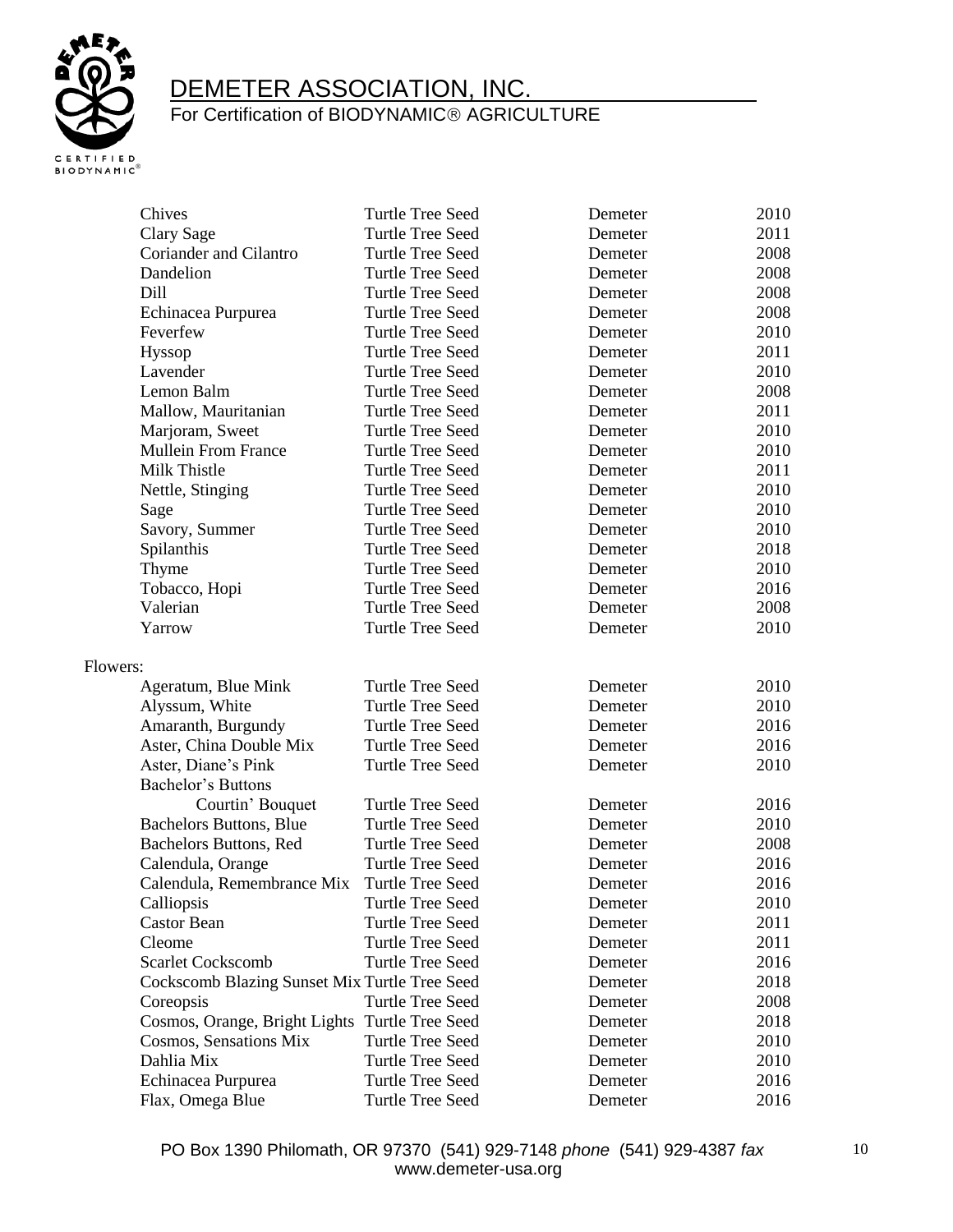| | | | |
|---|---|---|---|
| Chives | Turtle Tree Seed | Demeter | 2010 |
| Clary Sage | Turtle Tree Seed | Demeter | 2011 |
| Coriander and Cilantro | Turtle Tree Seed | Demeter | 2008 |
| Dandelion | Turtle Tree Seed | Demeter | 2008 |
| Dill | Turtle Tree Seed | Demeter | 2008 |
| Echinacea Purpurea | Turtle Tree Seed | Demeter | 2008 |
| Feverfew | Turtle Tree Seed | Demeter | 2010 |
| Hyssop | Turtle Tree Seed | Demeter | 2011 |
| Lavender | Turtle Tree Seed | Demeter | 2010 |
| Lemon Balm | Turtle Tree Seed | Demeter | 2008 |
| Mallow, Mauritanian | Turtle Tree Seed | Demeter | 2011 |
| Marjoram, Sweet | Turtle Tree Seed | Demeter | 2010 |
| Mullein From France | Turtle Tree Seed | Demeter | 2010 |
| Milk Thistle | Turtle Tree Seed | Demeter | 2011 |
| Nettle, Stinging | Turtle Tree Seed | Demeter | 2010 |
| Sage | Turtle Tree Seed | Demeter | 2010 |
| Savory, Summer | Turtle Tree Seed | Demeter | 2010 |
| Spilanthis | Turtle Tree Seed | Demeter | 2018 |
| Thyme | Turtle Tree Seed | Demeter | 2010 |
| Tobacco, Hopi | Turtle Tree Seed | Demeter | 2016 |
| Valerian | Turtle Tree Seed | Demeter | 2008 |
| Yarrow | Turtle Tree Seed | Demeter | 2010 |

Flowers:

| | | | |
|---|---|---|---|
| Ageratum, Blue Mink | Turtle Tree Seed | Demeter | 2010 |
| Alyssum, White | Turtle Tree Seed | Demeter | 2010 |
| Amaranth, Burgundy | Turtle Tree Seed | Demeter | 2016 |
| Aster, China Double Mix | Turtle Tree Seed | Demeter | 2016 |
| Aster, Diane's Pink | Turtle Tree Seed | Demeter | 2010 |
| Bachelor's Buttons Courtin' Bouquet | Turtle Tree Seed | Demeter | 2016 |
| Bachelors Buttons, Blue | Turtle Tree Seed | Demeter | 2010 |
| Bachelors Buttons, Red | Turtle Tree Seed | Demeter | 2008 |
| Calendula, Orange | Turtle Tree Seed | Demeter | 2016 |
| Calendula, Remembrance Mix | Turtle Tree Seed | Demeter | 2016 |
| Calliopsis | Turtle Tree Seed | Demeter | 2010 |
| Castor Bean | Turtle Tree Seed | Demeter | 2011 |
| Cleome | Turtle Tree Seed | Demeter | 2011 |
| Scarlet Cockscomb | Turtle Tree Seed | Demeter | 2016 |
| Cockscomb Blazing Sunset Mix | Turtle Tree Seed | Demeter | 2018 |
| Coreopsis | Turtle Tree Seed | Demeter | 2008 |
| Cosmos, Orange, Bright Lights | Turtle Tree Seed | Demeter | 2018 |
| Cosmos, Sensations Mix | Turtle Tree Seed | Demeter | 2010 |
| Dahlia Mix | Turtle Tree Seed | Demeter | 2010 |
| Echinacea Purpurea | Turtle Tree Seed | Demeter | 2016 |
| Flax, Omega Blue | Turtle Tree Seed | Demeter | 2016 |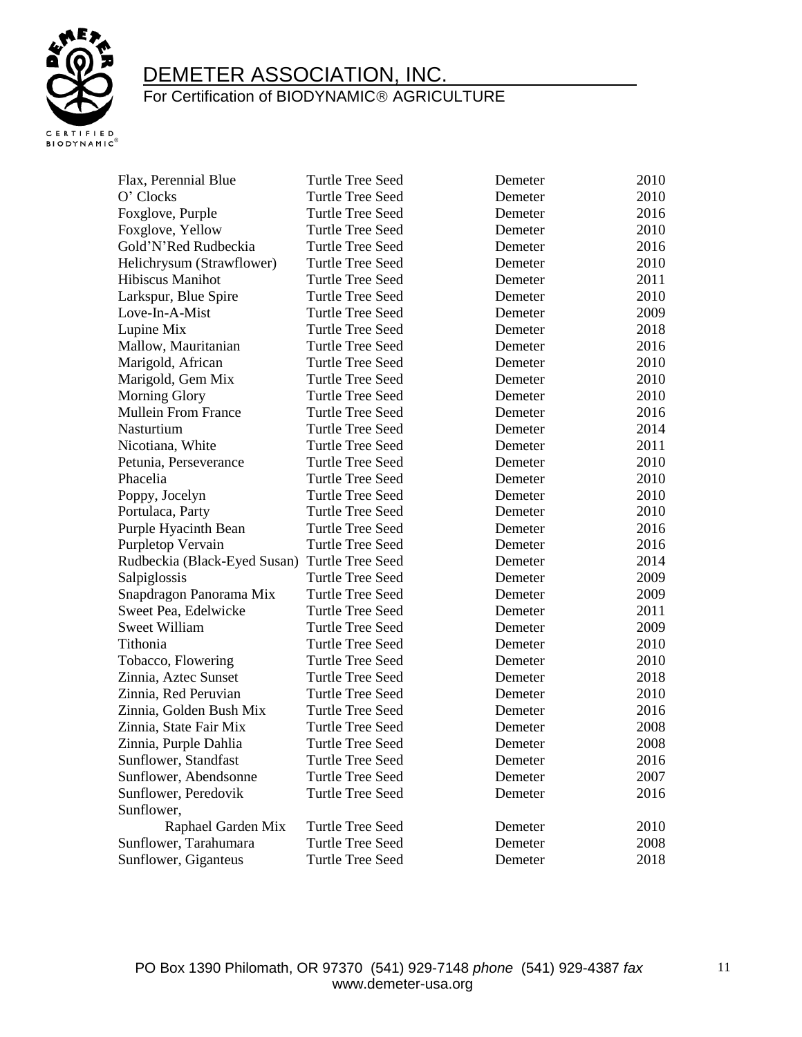DEMETER ASSOCIATION, INC.

For Certification of BIODYNAMIC® AGRICULTURE

| | | | |
|---|---|---|---|
| Flax, Perennial Blue | Turtle Tree Seed | Demeter | 2010 |
| O' Clocks | Turtle Tree Seed | Demeter | 2010 |
| Foxglove, Purple | Turtle Tree Seed | Demeter | 2016 |
| Foxglove, Yellow | Turtle Tree Seed | Demeter | 2010 |
| Gold'N'Red Rudbeckia | Turtle Tree Seed | Demeter | 2016 |
| Helichrysum (Strawflower) | Turtle Tree Seed | Demeter | 2010 |
| Hibiscus Manihot | Turtle Tree Seed | Demeter | 2011 |
| Larkspur, Blue Spire | Turtle Tree Seed | Demeter | 2010 |
| Love-In-A-Mist | Turtle Tree Seed | Demeter | 2009 |
| Lupine Mix | Turtle Tree Seed | Demeter | 2018 |
| Mallow, Mauritanian | Turtle Tree Seed | Demeter | 2016 |
| Marigold, African | Turtle Tree Seed | Demeter | 2010 |
| Marigold, Gem Mix | Turtle Tree Seed | Demeter | 2010 |
| Morning Glory | Turtle Tree Seed | Demeter | 2010 |
| Mullein From France | Turtle Tree Seed | Demeter | 2016 |
| Nasturtium | Turtle Tree Seed | Demeter | 2014 |
| Nicotiana, White | Turtle Tree Seed | Demeter | 2011 |
| Petunia, Perseverance | Turtle Tree Seed | Demeter | 2010 |
| Phacelia | Turtle Tree Seed | Demeter | 2010 |
| Poppy, Jocelyn | Turtle Tree Seed | Demeter | 2010 |
| Portulaca, Party | Turtle Tree Seed | Demeter | 2010 |
| Purple Hyacinth Bean | Turtle Tree Seed | Demeter | 2016 |
| Purpletop Vervain | Turtle Tree Seed | Demeter | 2016 |
| Rudbeckia (Black-Eyed Susan) | Turtle Tree Seed | Demeter | 2014 |
| Salpiglossis | Turtle Tree Seed | Demeter | 2009 |
| Snapdragon Panorama Mix | Turtle Tree Seed | Demeter | 2009 |
| Sweet Pea, Edelwicke | Turtle Tree Seed | Demeter | 2011 |
| Sweet William | Turtle Tree Seed | Demeter | 2009 |
| Tithonia | Turtle Tree Seed | Demeter | 2010 |
| Tobacco, Flowering | Turtle Tree Seed | Demeter | 2010 |
| Zinnia, Aztec Sunset | Turtle Tree Seed | Demeter | 2018 |
| Zinnia, Red Peruvian | Turtle Tree Seed | Demeter | 2010 |
| Zinnia, Golden Bush Mix | Turtle Tree Seed | Demeter | 2016 |
| Zinnia, State Fair Mix | Turtle Tree Seed | Demeter | 2008 |
| Zinnia, Purple Dahlia | Turtle Tree Seed | Demeter | 2008 |
| Sunflower, Standfast | Turtle Tree Seed | Demeter | 2016 |
| Sunflower, Abendsonne | Turtle Tree Seed | Demeter | 2007 |
| Sunflower, Peredovik | Turtle Tree Seed | Demeter | 2016 |
| Sunflower, Raphael Garden Mix | Turtle Tree Seed | Demeter | 2010 |
| Sunflower, Tarahumara | Turtle Tree Seed | Demeter | 2008 |
| Sunflower, Giganteus | Turtle Tree Seed | Demeter | 2018 |

PO Box 1390 Philomath, OR 97370 (541) 929-7148 *phone* (541) 929-4387 *fax*
www.demeter-usa.org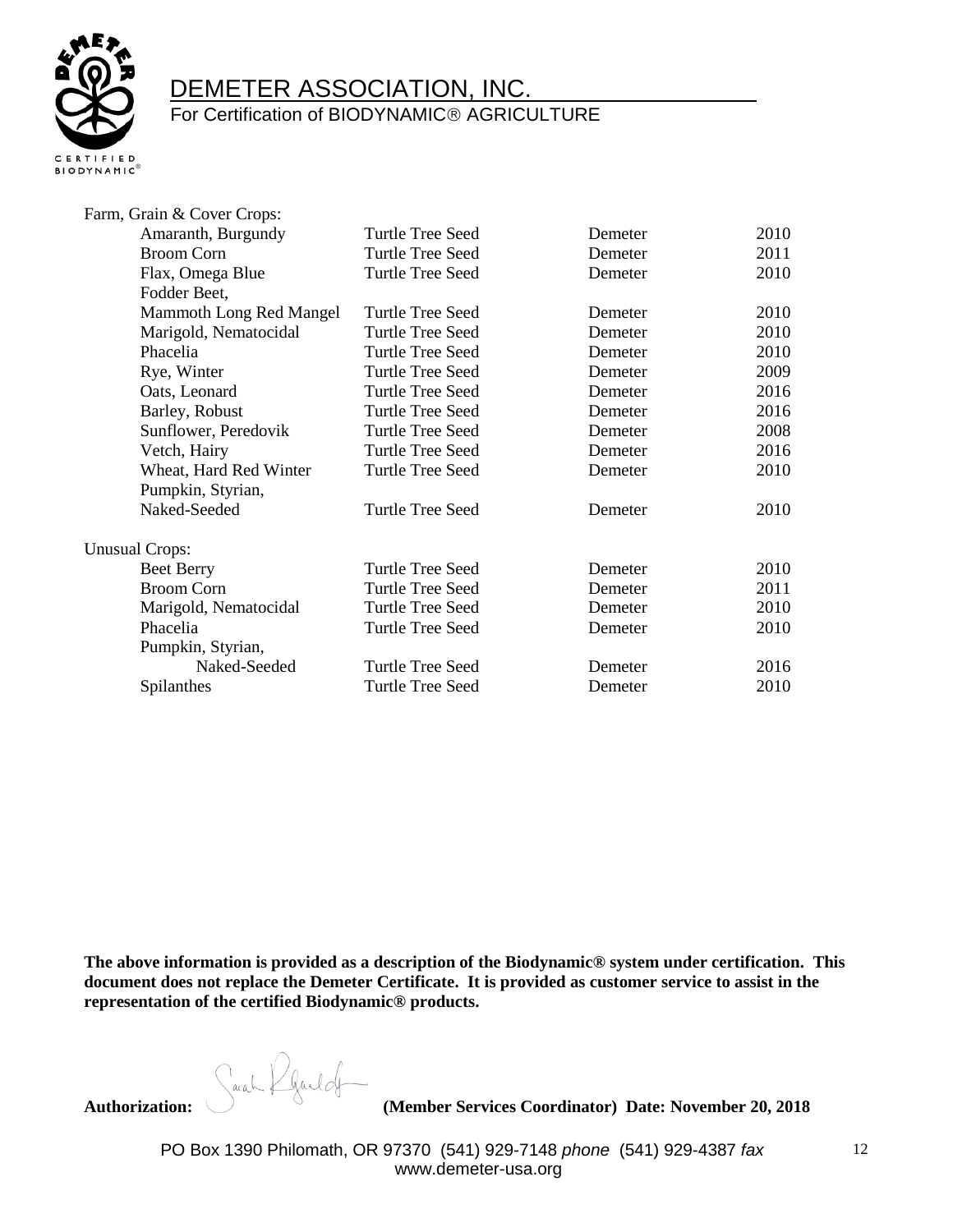# DEMETER ASSOCIATION, INC.

For Certification of BIODYNAMIC® AGRICULTURE

| | | | |
|---|---|---|---|
| **Farm, Grain & Cover Crops:** | | | |
| Amaranth, Burgundy | Turtle Tree Seed | Demeter | 2010 |
| Broom Corn | Turtle Tree Seed | Demeter | 2011 |
| Flax, Omega Blue | Turtle Tree Seed | Demeter | 2010 |
| Fodder Beet, Mammoth Long Red Mangel | Turtle Tree Seed | Demeter | 2010 |
| Marigold, Nematocidal | Turtle Tree Seed | Demeter | 2010 |
| Phacelia | Turtle Tree Seed | Demeter | 2010 |
| Rye, Winter | Turtle Tree Seed | Demeter | 2009 |
| Oats, Leonard | Turtle Tree Seed | Demeter | 2016 |
| Barley, Robust | Turtle Tree Seed | Demeter | 2016 |
| Sunflower, Peredovik | Turtle Tree Seed | Demeter | 2008 |
| Vetch, Hairy | Turtle Tree Seed | Demeter | 2016 |
| Wheat, Hard Red Winter | Turtle Tree Seed | Demeter | 2010 |
| Pumpkin, Styrian, Naked-Seeded | Turtle Tree Seed | Demeter | 2010 |
| **Unusual Crops:** | | | |
| Beet Berry | Turtle Tree Seed | Demeter | 2010 |
| Broom Corn | Turtle Tree Seed | Demeter | 2011 |
| Marigold, Nematocidal | Turtle Tree Seed | Demeter | 2010 |
| Phacelia | Turtle Tree Seed | Demeter | 2010 |
| Pumpkin, Styrian, Naked-Seeded | Turtle Tree Seed | Demeter | 2016 |
| Spilanthes | Turtle Tree Seed | Demeter | 2010 |

**The above information is provided as a description of the Biodynamic® system under certification. This document does not replace the Demeter Certificate. It is provided as customer service to assist in the representation of the certified Biodynamic® products.**

**Authorization:** Sarah Kjaerulff **(Member Services Coordinator) Date: November 20, 2018**

PO Box 1390 Philomath, OR 97370 (541) 929-7148 *phone* (541) 929-4387 *fax*
www.demeter-usa.org